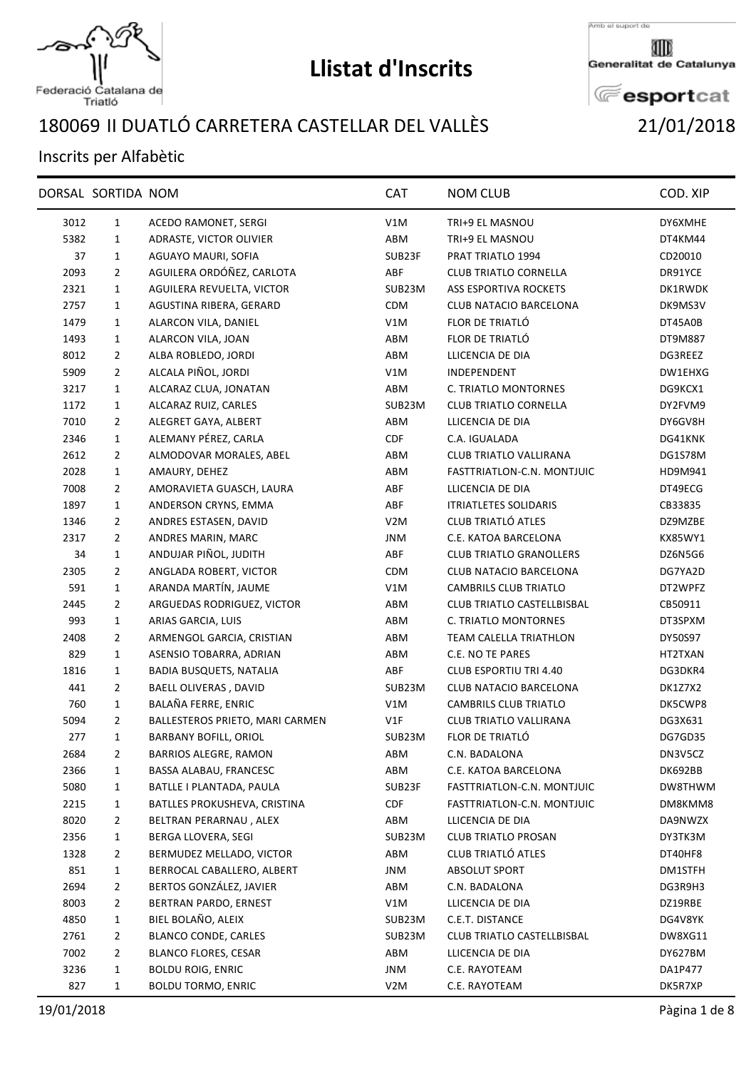# Llistat d'Inscrits

Federació Catalana de Triatló

Amb el suport de Generalitat de Catalunya esportcat

## 180069 II DUATLÓ CARRETERA CASTELLAR DEL VALLÈS — 21/01/2018

Inscrits per Alfabètic

| DORSAL | SORTIDA | NOM | CAT | NOM CLUB | COD. XIP |
|---|---|---|---|---|---|
| 3012 | 1 | ACEDO RAMONET, SERGI | V1M | TRI+9 EL MASNOU | DY6XMHE |
| 5382 | 1 | ADRASTE, VICTOR OLIVIER | ABM | TRI+9 EL MASNOU | DT4KM44 |
| 37 | 1 | AGUAYO MAURI, SOFIA | SUB23F | PRAT TRIATLO 1994 | CD20010 |
| 2093 | 2 | AGUILERA ORDÓÑEZ, CARLOTA | ABF | CLUB TRIATLO CORNELLA | DR91YCE |
| 2321 | 1 | AGUILERA REVUELTA, VICTOR | SUB23M | ASS ESPORTIVA ROCKETS | DK1RWDK |
| 2757 | 1 | AGUSTINA RIBERA, GERARD | CDM | CLUB NATACIO BARCELONA | DK9MS3V |
| 1479 | 1 | ALARCON VILA, DANIEL | V1M | FLOR DE TRIATLÓ | DT45A0B |
| 1493 | 1 | ALARCON VILA, JOAN | ABM | FLOR DE TRIATLÓ | DT9M887 |
| 8012 | 2 | ALBA ROBLEDO, JORDI | ABM | LLICENCIA DE DIA | DG3REEZ |
| 5909 | 2 | ALCALA PIÑOL, JORDI | V1M | INDEPENDENT | DW1EHXG |
| 3217 | 1 | ALCARAZ CLUA, JONATAN | ABM | C. TRIATLO MONTORNES | DG9KCX1 |
| 1172 | 1 | ALCARAZ RUIZ, CARLES | SUB23M | CLUB TRIATLO CORNELLA | DY2FVM9 |
| 7010 | 2 | ALEGRET GAYA, ALBERT | ABM | LLICENCIA DE DIA | DY6GV8H |
| 2346 | 1 | ALEMANY PÉREZ, CARLA | CDF | C.A. IGUALADA | DG41KNK |
| 2612 | 2 | ALMODOVAR MORALES, ABEL | ABM | CLUB TRIATLO VALLIRANA | DG1S78M |
| 2028 | 1 | AMAURY, DEHEZ | ABM | FASTTRIATLON-C.N. MONTJUIC | HD9M941 |
| 7008 | 2 | AMORAVIETA GUASCH, LAURA | ABF | LLICENCIA DE DIA | DT49ECG |
| 1897 | 1 | ANDERSON CRYNS, EMMA | ABF | ITRIATLETES SOLIDARIS | CB33835 |
| 1346 | 2 | ANDRES ESTASEN, DAVID | V2M | CLUB TRIATLÓ ATLES | DZ9MZBE |
| 2317 | 2 | ANDRES MARIN, MARC | JNM | C.E. KATOA BARCELONA | KX85WY1 |
| 34 | 1 | ANDUJAR PIÑOL, JUDITH | ABF | CLUB TRIATLO GRANOLLERS | DZ6N5G6 |
| 2305 | 2 | ANGLADA ROBERT, VICTOR | CDM | CLUB NATACIO BARCELONA | DG7YA2D |
| 591 | 1 | ARANDA MARTÍN, JAUME | V1M | CAMBRILS CLUB TRIATLO | DT2WPFZ |
| 2445 | 2 | ARGUEDAS RODRIGUEZ, VICTOR | ABM | CLUB TRIATLO CASTELLBISBAL | CB50911 |
| 993 | 1 | ARIAS GARCIA, LUIS | ABM | C. TRIATLO MONTORNES | DT3SPXM |
| 2408 | 2 | ARMENGOL GARCIA, CRISTIAN | ABM | TEAM CALELLA TRIATHLON | DY50S97 |
| 829 | 1 | ASENSIO TOBARRA, ADRIAN | ABM | C.E. NO TE PARES | HT2TXAN |
| 1816 | 1 | BADIA BUSQUETS, NATALIA | ABF | CLUB ESPORTIU TRI 4.40 | DG3DKR4 |
| 441 | 2 | BAELL OLIVERAS , DAVID | SUB23M | CLUB NATACIO BARCELONA | DK1Z7X2 |
| 760 | 1 | BALAÑA FERRE, ENRIC | V1M | CAMBRILS CLUB TRIATLO | DK5CWP8 |
| 5094 | 2 | BALLESTEROS PRIETO, MARI CARMEN | V1F | CLUB TRIATLO VALLIRANA | DG3X631 |
| 277 | 1 | BARBANY BOFILL, ORIOL | SUB23M | FLOR DE TRIATLÓ | DG7GD35 |
| 2684 | 2 | BARRIOS ALEGRE, RAMON | ABM | C.N. BADALONA | DN3V5CZ |
| 2366 | 1 | BASSA ALABAU, FRANCESC | ABM | C.E. KATOA BARCELONA | DK692BB |
| 5080 | 1 | BATLLE I PLANTADA, PAULA | SUB23F | FASTTRIATLON-C.N. MONTJUIC | DW8THWM |
| 2215 | 1 | BATLLES PROKUSHEVA, CRISTINA | CDF | FASTTRIATLON-C.N. MONTJUIC | DM8KMM8 |
| 8020 | 2 | BELTRAN PERARNAU , ALEX | ABM | LLICENCIA DE DIA | DA9NWZX |
| 2356 | 1 | BERGA LLOVERA, SEGI | SUB23M | CLUB TRIATLO PROSAN | DY3TK3M |
| 1328 | 2 | BERMUDEZ MELLADO, VICTOR | ABM | CLUB TRIATLÓ ATLES | DT40HF8 |
| 851 | 1 | BERROCAL CABALLERO, ALBERT | JNM | ABSOLUT SPORT | DM1STFH |
| 2694 | 2 | BERTOS GONZÁLEZ, JAVIER | ABM | C.N. BADALONA | DG3R9H3 |
| 8003 | 2 | BERTRAN PARDO, ERNEST | V1M | LLICENCIA DE DIA | DZ19RBE |
| 4850 | 1 | BIEL BOLAÑO, ALEIX | SUB23M | C.E.T. DISTANCE | DG4V8YK |
| 2761 | 2 | BLANCO CONDE, CARLES | SUB23M | CLUB TRIATLO CASTELLBISBAL | DW8XG11 |
| 7002 | 2 | BLANCO FLORES, CESAR | ABM | LLICENCIA DE DIA | DY627BM |
| 3236 | 1 | BOLDU ROIG, ENRIC | JNM | C.E. RAYOTEAM | DA1P477 |
| 827 | 1 | BOLDU TORMO, ENRIC | V2M | C.E. RAYOTEAM | DK5R7XP |

19/01/2018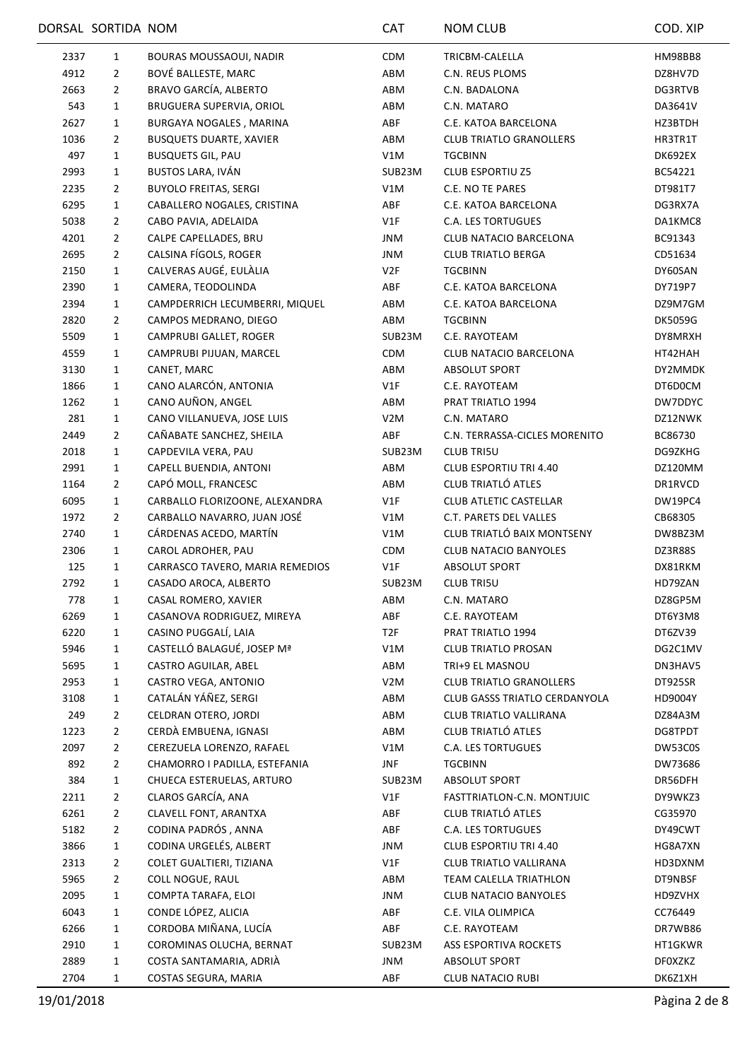| DORSAL | SORTIDA | NOM | CAT | NOM CLUB | COD. XIP |
|---|---|---|---|---|---|
| 2337 | 1 | BOURAS MOUSSAOUI, NADIR | CDM | TRICBM-CALELLA | HM98BB8 |
| 4912 | 2 | BOVÉ BALLESTE, MARC | ABM | C.N. REUS PLOMS | DZ8HV7D |
| 2663 | 2 | BRAVO GARCÍA, ALBERTO | ABM | C.N. BADALONA | DG3RTVB |
| 543 | 1 | BRUGUERA SUPERVIA, ORIOL | ABM | C.N. MATARO | DA3641V |
| 2627 | 1 | BURGAYA NOGALES , MARINA | ABF | C.E. KATOA BARCELONA | HZ3BTDH |
| 1036 | 2 | BUSQUETS DUARTE, XAVIER | ABM | CLUB TRIATLO GRANOLLERS | HR3TR1T |
| 497 | 1 | BUSQUETS GIL, PAU | V1M | TGCBINN | DK692EX |
| 2993 | 1 | BUSTOS LARA, IVÁN | SUB23M | CLUB ESPORTIU Z5 | BC54221 |
| 2235 | 2 | BUYOLO FREITAS, SERGI | V1M | C.E. NO TE PARES | DT981T7 |
| 6295 | 1 | CABALLERO NOGALES, CRISTINA | ABF | C.E. KATOA BARCELONA | DG3RX7A |
| 5038 | 2 | CABO PAVIA, ADELAIDA | V1F | C.A. LES TORTUGUES | DA1KMC8 |
| 4201 | 2 | CALPE CAPELLADES, BRU | JNM | CLUB NATACIO BARCELONA | BC91343 |
| 2695 | 2 | CALSINA FÍGOLS, ROGER | JNM | CLUB TRIATLO BERGA | CD51634 |
| 2150 | 1 | CALVERAS AUGÉ, EULÀLIA | V2F | TGCBINN | DY60SAN |
| 2390 | 1 | CAMERA, TEODOLINDA | ABF | C.E. KATOA BARCELONA | DY719P7 |
| 2394 | 1 | CAMPDERRICH LECUMBERRI, MIQUEL | ABM | C.E. KATOA BARCELONA | DZ9M7GM |
| 2820 | 2 | CAMPOS MEDRANO, DIEGO | ABM | TGCBINN | DK5059G |
| 5509 | 1 | CAMPRUBI GALLET, ROGER | SUB23M | C.E. RAYOTEAM | DY8MRXH |
| 4559 | 1 | CAMPRUBI PIJUAN, MARCEL | CDM | CLUB NATACIO BARCELONA | HT42HAH |
| 3130 | 1 | CANET, MARC | ABM | ABSOLUT SPORT | DY2MMDK |
| 1866 | 1 | CANO ALARCÓN, ANTONIA | V1F | C.E. RAYOTEAM | DT6D0CM |
| 1262 | 1 | CANO AUÑON, ANGEL | ABM | PRAT TRIATLO 1994 | DW7DDYC |
| 281 | 1 | CANO VILLANUEVA, JOSE LUIS | V2M | C.N. MATARO | DZ12NWK |
| 2449 | 2 | CAÑABATE SANCHEZ, SHEILA | ABF | C.N. TERRASSA-CICLES MORENITO | BC86730 |
| 2018 | 1 | CAPDEVILA VERA, PAU | SUB23M | CLUB TRI5U | DG9ZKHG |
| 2991 | 1 | CAPELL BUENDIA, ANTONI | ABM | CLUB ESPORTIU TRI 4.40 | DZ120MM |
| 1164 | 2 | CAPÓ MOLL, FRANCESC | ABM | CLUB TRIATLÓ ATLES | DR1RVCD |
| 6095 | 1 | CARBALLO FLORIZOONE, ALEXANDRA | V1F | CLUB ATLETIC CASTELLAR | DW19PC4 |
| 1972 | 2 | CARBALLO NAVARRO, JUAN JOSÉ | V1M | C.T. PARETS DEL VALLES | CB68305 |
| 2740 | 1 | CÁRDENAS ACEDO, MARTÍN | V1M | CLUB TRIATLÓ BAIX MONTSENY | DW8BZ3M |
| 2306 | 1 | CAROL ADROHER, PAU | CDM | CLUB NATACIO BANYOLES | DZ3R88S |
| 125 | 1 | CARRASCO TAVERO, MARIA REMEDIOS | V1F | ABSOLUT SPORT | DX81RKM |
| 2792 | 1 | CASADO AROCA, ALBERTO | SUB23M | CLUB TRI5U | HD79ZAN |
| 778 | 1 | CASAL ROMERO, XAVIER | ABM | C.N. MATARO | DZ8GP5M |
| 6269 | 1 | CASANOVA RODRIGUEZ, MIREYA | ABF | C.E. RAYOTEAM | DT6Y3M8 |
| 6220 | 1 | CASINO PUGGALÍ, LAIA | T2F | PRAT TRIATLO 1994 | DT6ZV39 |
| 5946 | 1 | CASTELLÓ BALAGUÉ, JOSEP Mª | V1M | CLUB TRIATLO PROSAN | DG2C1MV |
| 5695 | 1 | CASTRO AGUILAR, ABEL | ABM | TRI+9 EL MASNOU | DN3HAV5 |
| 2953 | 1 | CASTRO VEGA, ANTONIO | V2M | CLUB TRIATLO GRANOLLERS | DT925SR |
| 3108 | 1 | CATALÁN YÁÑEZ, SERGI | ABM | CLUB GASSS TRIATLO CERDANYOLA | HD9004Y |
| 249 | 2 | CELDRAN OTERO, JORDI | ABM | CLUB TRIATLO VALLIRANA | DZ84A3M |
| 1223 | 2 | CERDÀ EMBUENA, IGNASI | ABM | CLUB TRIATLÓ ATLES | DG8TPDT |
| 2097 | 2 | CEREZUELA LORENZO, RAFAEL | V1M | C.A. LES TORTUGUES | DW53C0S |
| 892 | 2 | CHAMORRO I PADILLA, ESTEFANIA | JNF | TGCBINN | DW73686 |
| 384 | 1 | CHUECA ESTERUELAS, ARTURO | SUB23M | ABSOLUT SPORT | DR56DFH |
| 2211 | 2 | CLAROS GARCÍA, ANA | V1F | FASTTRIATLON-C.N. MONTJUIC | DY9WKZ3 |
| 6261 | 2 | CLAVELL FONT, ARANTXA | ABF | CLUB TRIATLÓ ATLES | CG35970 |
| 5182 | 2 | CODINA PADRÓS , ANNA | ABF | C.A. LES TORTUGUES | DY49CWT |
| 3866 | 1 | CODINA URGELÉS, ALBERT | JNM | CLUB ESPORTIU TRI 4.40 | HG8A7XN |
| 2313 | 2 | COLET GUALTIERI, TIZIANA | V1F | CLUB TRIATLO VALLIRANA | HD3DXNM |
| 5965 | 2 | COLL NOGUE, RAUL | ABM | TEAM CALELLA TRIATHLON | DT9NBSF |
| 2095 | 1 | COMPTA TARAFA, ELOI | JNM | CLUB NATACIO BANYOLES | HD9ZVHX |
| 6043 | 1 | CONDE LÓPEZ, ALICIA | ABF | C.E. VILA OLIMPICA | CC76449 |
| 6266 | 1 | CORDOBA MIÑANA, LUCÍA | ABF | C.E. RAYOTEAM | DR7WB86 |
| 2910 | 1 | COROMINAS OLUCHA, BERNAT | SUB23M | ASS ESPORTIVA ROCKETS | HT1GKWR |
| 2889 | 1 | COSTA SANTAMARIA, ADRIÀ | JNM | ABSOLUT SPORT | DF0XZKZ |
| 2704 | 1 | COSTAS SEGURA, MARIA | ABF | CLUB NATACIO RUBI | DK6Z1XH |

19/01/2018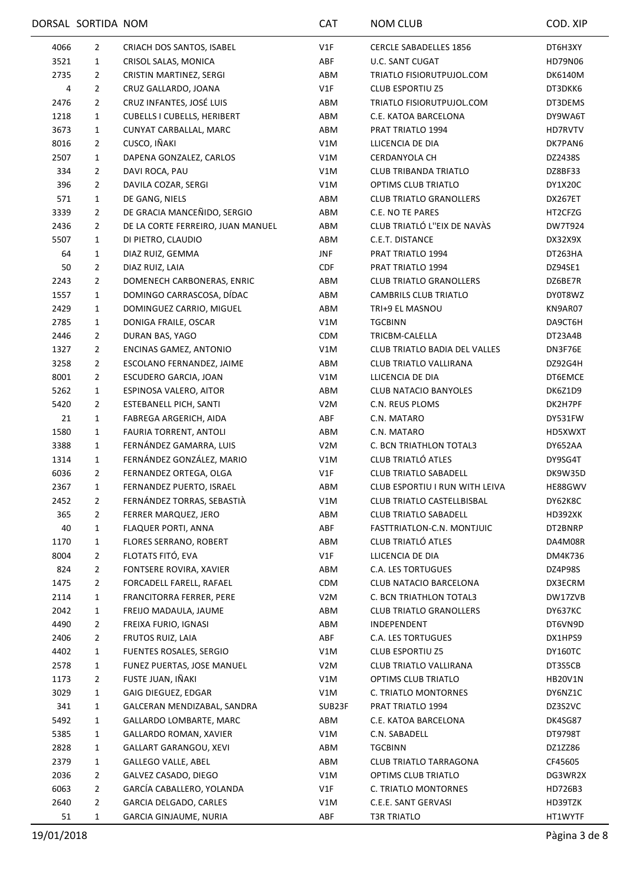| DORSAL | SORTIDA | NOM | CAT | NOM CLUB | COD. XIP |
|---|---|---|---|---|---|
| 4066 | 2 | CRIACH DOS SANTOS, ISABEL | V1F | CERCLE SABADELLES 1856 | DT6H3XY |
| 3521 | 1 | CRISOL SALAS, MONICA | ABF | U.C. SANT CUGAT | HD79N06 |
| 2735 | 2 | CRISTIN MARTINEZ, SERGI | ABM | TRIATLO FISIORUTPUJOL.COM | DK6140M |
| 4 | 2 | CRUZ GALLARDO, JOANA | V1F | CLUB ESPORTIU Z5 | DT3DKK6 |
| 2476 | 2 | CRUZ INFANTES, JOSÉ LUIS | ABM | TRIATLO FISIORUTPUJOL.COM | DT3DEMS |
| 1218 | 1 | CUBELLS I CUBELLS, HERIBERT | ABM | C.E. KATOA BARCELONA | DY9WA6T |
| 3673 | 1 | CUNYAT CARBALLAL, MARC | ABM | PRAT TRIATLO 1994 | HD7RVTV |
| 8016 | 2 | CUSCO, IÑAKI | V1M | LLICENCIA DE DIA | DK7PAN6 |
| 2507 | 1 | DAPENA GONZALEZ, CARLOS | V1M | CERDANYOLA CH | DZ2438S |
| 334 | 2 | DAVI ROCA, PAU | V1M | CLUB TRIBANDA TRIATLO | DZ8BF33 |
| 396 | 2 | DAVILA COZAR, SERGI | V1M | OPTIMS CLUB TRIATLO | DY1X20C |
| 571 | 1 | DE GANG, NIELS | ABM | CLUB TRIATLO GRANOLLERS | DX267ET |
| 3339 | 2 | DE GRACIA MANCEÑIDO, SERGIO | ABM | C.E. NO TE PARES | HT2CFZG |
| 2436 | 2 | DE LA CORTE FERREIRO, JUAN MANUEL | ABM | CLUB TRIATLÓ L''EIX DE NAVÀS | DW7T924 |
| 5507 | 1 | DI PIETRO, CLAUDIO | ABM | C.E.T. DISTANCE | DX32X9X |
| 64 | 1 | DIAZ RUIZ, GEMMA | JNF | PRAT TRIATLO 1994 | DT263HA |
| 50 | 2 | DIAZ RUIZ, LAIA | CDF | PRAT TRIATLO 1994 | DZ94SE1 |
| 2243 | 2 | DOMENECH CARBONERAS, ENRIC | ABM | CLUB TRIATLO GRANOLLERS | DZ6BE7R |
| 1557 | 1 | DOMINGO CARRASCOSA, DÍDAC | ABM | CAMBRILS CLUB TRIATLO | DY0T8WZ |
| 2429 | 1 | DOMINGUEZ CARRIO, MIGUEL | ABM | TRI+9 EL MASNOU | KN9AR07 |
| 2785 | 1 | DONIGA FRAILE, OSCAR | V1M | TGCBINN | DA9CT6H |
| 2446 | 2 | DURAN BAS, YAGO | CDM | TRICBM-CALELLA | DT23A4B |
| 1327 | 2 | ENCINAS GAMEZ, ANTONIO | V1M | CLUB TRIATLO BADIA DEL VALLES | DN3F76E |
| 3258 | 2 | ESCOLANO FERNANDEZ, JAIME | ABM | CLUB TRIATLO VALLIRANA | DZ92G4H |
| 8001 | 2 | ESCUDERO GARCIA, JOAN | V1M | LLICENCIA DE DIA | DT6EMCE |
| 5262 | 1 | ESPINOSA VALERO, AITOR | ABM | CLUB NATACIO BANYOLES | DK6Z1D9 |
| 5420 | 2 | ESTEBANELL PICH, SANTI | V2M | C.N. REUS PLOMS | DK2H7PF |
| 21 | 1 | FABREGA ARGERICH, AIDA | ABF | C.N. MATARO | DY531FW |
| 1580 | 1 | FAURIA TORRENT, ANTOLI | ABM | C.N. MATARO | HD5XWXT |
| 3388 | 1 | FERNÁNDEZ GAMARRA, LUIS | V2M | C. BCN TRIATHLON TOTAL3 | DY652AA |
| 1314 | 1 | FERNÁNDEZ GONZÁLEZ, MARIO | V1M | CLUB TRIATLÓ ATLES | DY9SG4T |
| 6036 | 2 | FERNANDEZ ORTEGA, OLGA | V1F | CLUB TRIATLO SABADELL | DK9W35D |
| 2367 | 1 | FERNANDEZ PUERTO, ISRAEL | ABM | CLUB ESPORTIU I RUN WITH LEIVA | HE88GWV |
| 2452 | 2 | FERNÁNDEZ TORRAS, SEBASTIÀ | V1M | CLUB TRIATLO CASTELLBISBAL | DY62K8C |
| 365 | 2 | FERRER MARQUEZ, JERO | ABM | CLUB TRIATLO SABADELL | HD392XK |
| 40 | 1 | FLAQUER PORTI, ANNA | ABF | FASTTRIATLON-C.N. MONTJUIC | DT2BNRP |
| 1170 | 1 | FLORES SERRANO, ROBERT | ABM | CLUB TRIATLÓ ATLES | DA4M08R |
| 8004 | 2 | FLOTATS FITÓ, EVA | V1F | LLICENCIA DE DIA | DM4K736 |
| 824 | 2 | FONTSERE ROVIRA, XAVIER | ABM | C.A. LES TORTUGUES | DZ4P98S |
| 1475 | 2 | FORCADELL FARELL, RAFAEL | CDM | CLUB NATACIO BARCELONA | DX3ECRM |
| 2114 | 1 | FRANCITORRA FERRER, PERE | V2M | C. BCN TRIATHLON TOTAL3 | DW17ZVB |
| 2042 | 1 | FREIJO MADAULA, JAUME | ABM | CLUB TRIATLO GRANOLLERS | DY637KC |
| 4490 | 2 | FREIXA FURIO, IGNASI | ABM | INDEPENDENT | DT6VN9D |
| 2406 | 2 | FRUTOS RUIZ, LAIA | ABF | C.A. LES TORTUGUES | DX1HPS9 |
| 4402 | 1 | FUENTES ROSALES, SERGIO | V1M | CLUB ESPORTIU Z5 | DY160TC |
| 2578 | 1 | FUNEZ PUERTAS, JOSE MANUEL | V2M | CLUB TRIATLO VALLIRANA | DT3S5CB |
| 1173 | 2 | FUSTE JUAN, IÑAKI | V1M | OPTIMS CLUB TRIATLO | HB20V1N |
| 3029 | 1 | GAIG DIEGUEZ, EDGAR | V1M | C. TRIATLO MONTORNES | DY6NZ1C |
| 341 | 1 | GALCERAN MENDIZABAL, SANDRA | SUB23F | PRAT TRIATLO 1994 | DZ3S2VC |
| 5492 | 1 | GALLARDO LOMBARTE, MARC | ABM | C.E. KATOA BARCELONA | DK4SG87 |
| 5385 | 1 | GALLARDO ROMAN, XAVIER | V1M | C.N. SABADELL | DT9798T |
| 2828 | 1 | GALLART GARANGOU, XEVI | ABM | TGCBINN | DZ1ZZ86 |
| 2379 | 1 | GALLEGO VALLE, ABEL | ABM | CLUB TRIATLO TARRAGONA | CF45605 |
| 2036 | 2 | GALVEZ CASADO, DIEGO | V1M | OPTIMS CLUB TRIATLO | DG3WR2X |
| 6063 | 2 | GARCÍA CABALLERO, YOLANDA | V1F | C. TRIATLO MONTORNES | HD726B3 |
| 2640 | 2 | GARCIA DELGADO, CARLES | V1M | C.E.E. SANT GERVASI | HD39TZK |
| 51 | 1 | GARCIA GINJAUME, NURIA | ABF | T3R TRIATLO | HT1WYTF |

19/01/2018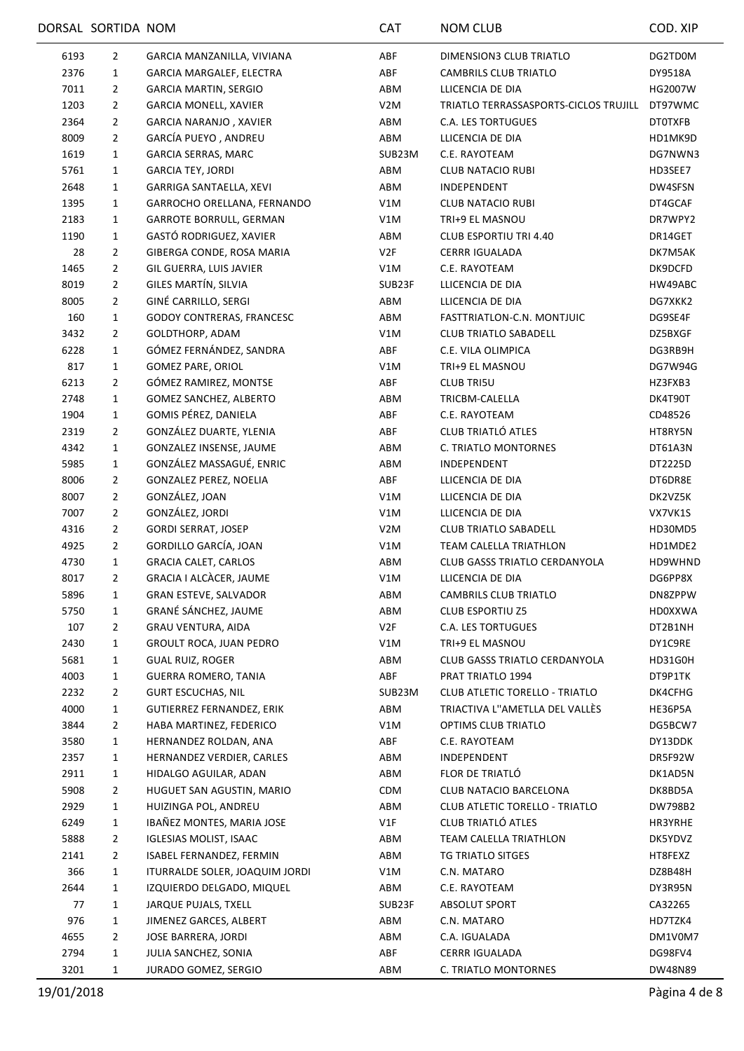| DORSAL | SORTIDA | NOM | CAT | NOM CLUB | COD. XIP |
|---|---|---|---|---|---|
| 6193 | 2 | GARCIA MANZANILLA, VIVIANA | ABF | DIMENSION3 CLUB TRIATLO | DG2TD0M |
| 2376 | 1 | GARCIA MARGALEF, ELECTRA | ABF | CAMBRILS CLUB TRIATLO | DY9518A |
| 7011 | 2 | GARCIA MARTIN, SERGIO | ABM | LLICENCIA DE DIA | HG2007W |
| 1203 | 2 | GARCIA MONELL, XAVIER | V2M | TRIATLO TERRASSASPORTS-CICLOS TRUJILL | DT97WMC |
| 2364 | 2 | GARCIA NARANJO , XAVIER | ABM | C.A. LES TORTUGUES | DT0TXFB |
| 8009 | 2 | GARCÍA PUEYO , ANDREU | ABM | LLICENCIA DE DIA | HD1MK9D |
| 1619 | 1 | GARCIA SERRAS, MARC | SUB23M | C.E. RAYOTEAM | DG7NWN3 |
| 5761 | 1 | GARCIA TEY, JORDI | ABM | CLUB NATACIO RUBI | HD3SEE7 |
| 2648 | 1 | GARRIGA SANTAELLA, XEVI | ABM | INDEPENDENT | DW4SFSN |
| 1395 | 1 | GARROCHO ORELLANA, FERNANDO | V1M | CLUB NATACIO RUBI | DT4GCAF |
| 2183 | 1 | GARROTE BORRULL, GERMAN | V1M | TRI+9 EL MASNOU | DR7WPY2 |
| 1190 | 1 | GASTÓ RODRIGUEZ, XAVIER | ABM | CLUB ESPORTIU TRI 4.40 | DR14GET |
| 28 | 2 | GIBERGA CONDE, ROSA MARIA | V2F | CERRR IGUALADA | DK7M5AK |
| 1465 | 2 | GIL GUERRA, LUIS JAVIER | V1M | C.E. RAYOTEAM | DK9DCFD |
| 8019 | 2 | GILES MARTÍN, SILVIA | SUB23F | LLICENCIA DE DIA | HW49ABC |
| 8005 | 2 | GINÉ CARRILLO, SERGI | ABM | LLICENCIA DE DIA | DG7XKK2 |
| 160 | 1 | GODOY CONTRERAS, FRANCESC | ABM | FASTTRIATLON-C.N. MONTJUIC | DG9SE4F |
| 3432 | 2 | GOLDTHORP, ADAM | V1M | CLUB TRIATLO SABADELL | DZ5BXGF |
| 6228 | 1 | GÓMEZ FERNÁNDEZ, SANDRA | ABF | C.E. VILA OLIMPICA | DG3RB9H |
| 817 | 1 | GOMEZ PARE, ORIOL | V1M | TRI+9 EL MASNOU | DG7W94G |
| 6213 | 2 | GÓMEZ RAMIREZ, MONTSE | ABF | CLUB TRI5U | HZ3FXB3 |
| 2748 | 1 | GOMEZ SANCHEZ, ALBERTO | ABM | TRICBM-CALELLA | DK4T90T |
| 1904 | 1 | GOMIS PÉREZ, DANIELA | ABF | C.E. RAYOTEAM | CD48526 |
| 2319 | 2 | GONZÁLEZ DUARTE, YLENIA | ABF | CLUB TRIATLÓ ATLES | HT8RY5N |
| 4342 | 1 | GONZALEZ INSENSE, JAUME | ABM | C. TRIATLO MONTORNES | DT61A3N |
| 5985 | 1 | GONZÁLEZ MASSAGUÉ, ENRIC | ABM | INDEPENDENT | DT2225D |
| 8006 | 2 | GONZALEZ PEREZ, NOELIA | ABF | LLICENCIA DE DIA | DT6DR8E |
| 8007 | 2 | GONZÁLEZ, JOAN | V1M | LLICENCIA DE DIA | DK2VZ5K |
| 7007 | 2 | GONZÁLEZ, JORDI | V1M | LLICENCIA DE DIA | VX7VK1S |
| 4316 | 2 | GORDI SERRAT, JOSEP | V2M | CLUB TRIATLO SABADELL | HD30MD5 |
| 4925 | 2 | GORDILLO GARCÍA, JOAN | V1M | TEAM CALELLA TRIATHLON | HD1MDE2 |
| 4730 | 1 | GRACIA CALET, CARLOS | ABM | CLUB GASSS TRIATLO CERDANYOLA | HD9WHND |
| 8017 | 2 | GRACIA I ALCÀCER, JAUME | V1M | LLICENCIA DE DIA | DG6PP8X |
| 5896 | 1 | GRAN ESTEVE, SALVADOR | ABM | CAMBRILS CLUB TRIATLO | DN8ZPPW |
| 5750 | 1 | GRANÉ SÁNCHEZ, JAUME | ABM | CLUB ESPORTIU Z5 | HD0XXWA |
| 107 | 2 | GRAU VENTURA, AIDA | V2F | C.A. LES TORTUGUES | DT2B1NH |
| 2430 | 1 | GROULT ROCA, JUAN PEDRO | V1M | TRI+9 EL MASNOU | DY1C9RE |
| 5681 | 1 | GUAL RUIZ, ROGER | ABM | CLUB GASSS TRIATLO CERDANYOLA | HD31G0H |
| 4003 | 1 | GUERRA ROMERO, TANIA | ABF | PRAT TRIATLO 1994 | DT9P1TK |
| 2232 | 2 | GURT ESCUCHAS, NIL | SUB23M | CLUB ATLETIC TORELLO - TRIATLO | DK4CFHG |
| 4000 | 1 | GUTIERREZ FERNANDEZ, ERIK | ABM | TRIACTIVA L''AMETLLA DEL VALLÈS | HE36P5A |
| 3844 | 2 | HABA MARTINEZ, FEDERICO | V1M | OPTIMS CLUB TRIATLO | DG5BCW7 |
| 3580 | 1 | HERNANDEZ ROLDAN, ANA | ABF | C.E. RAYOTEAM | DY13DDK |
| 2357 | 1 | HERNANDEZ VERDIER, CARLES | ABM | INDEPENDENT | DR5F92W |
| 2911 | 1 | HIDALGO AGUILAR, ADAN | ABM | FLOR DE TRIATLÓ | DK1AD5N |
| 5908 | 2 | HUGUET SAN AGUSTIN, MARIO | CDM | CLUB NATACIO BARCELONA | DK8BD5A |
| 2929 | 1 | HUIZINGA POL, ANDREU | ABM | CLUB ATLETIC TORELLO - TRIATLO | DW798B2 |
| 6249 | 1 | IBAÑEZ MONTES, MARIA JOSE | V1F | CLUB TRIATLÓ ATLES | HR3YRHE |
| 5888 | 2 | IGLESIAS MOLIST, ISAAC | ABM | TEAM CALELLA TRIATHLON | DK5YDVZ |
| 2141 | 2 | ISABEL FERNANDEZ, FERMIN | ABM | TG TRIATLO SITGES | HT8FEXZ |
| 366 | 1 | ITURRALDE SOLER, JOAQUIM JORDI | V1M | C.N. MATARO | DZ8B48H |
| 2644 | 1 | IZQUIERDO DELGADO, MIQUEL | ABM | C.E. RAYOTEAM | DY3R95N |
| 77 | 1 | JARQUE PUJALS, TXELL | SUB23F | ABSOLUT SPORT | CA32265 |
| 976 | 1 | JIMENEZ GARCES, ALBERT | ABM | C.N. MATARO | HD7TZK4 |
| 4655 | 2 | JOSE BARRERA, JORDI | ABM | C.A. IGUALADA | DM1V0M7 |
| 2794 | 1 | JULIA SANCHEZ, SONIA | ABF | CERRR IGUALADA | DG98FV4 |
| 3201 | 1 | JURADO GOMEZ, SERGIO | ABM | C. TRIATLO MONTORNES | DW48N89 |

19/01/2018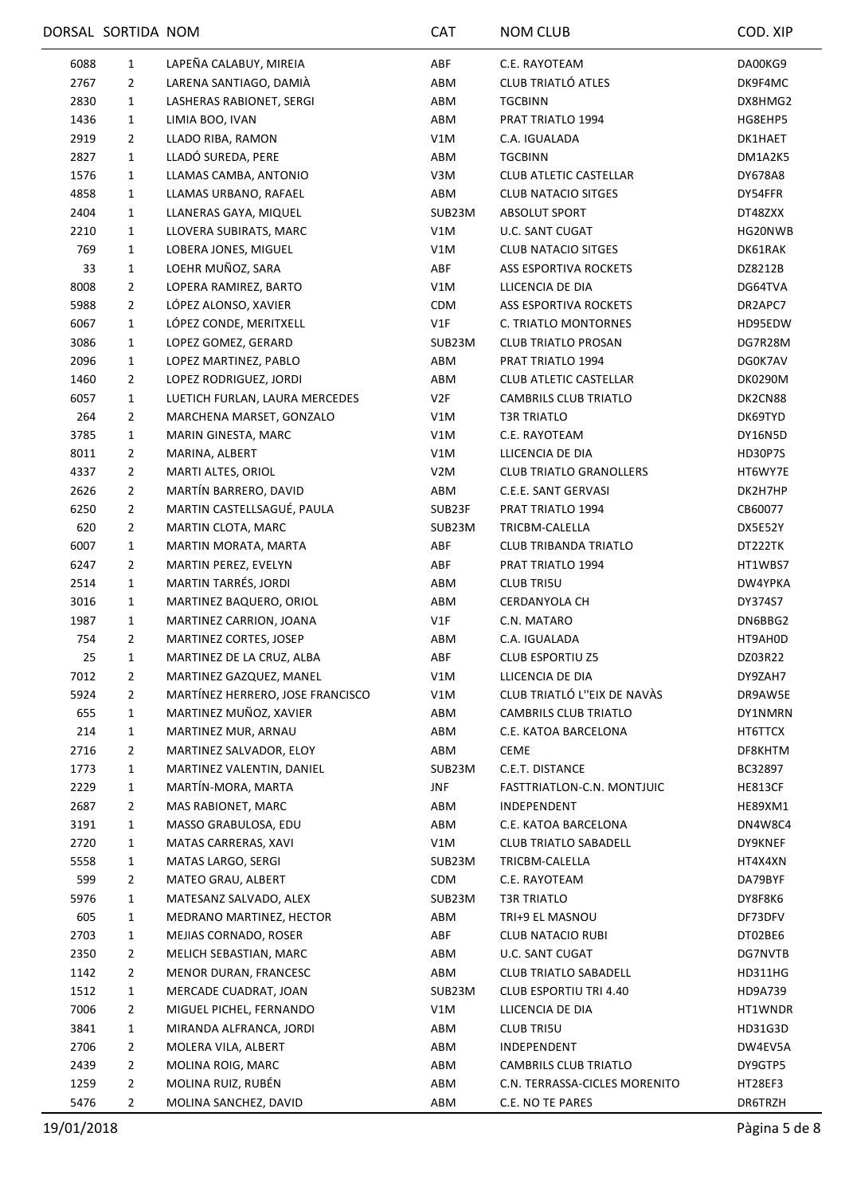| DORSAL | SORTIDA | NOM | CAT | NOM CLUB | COD. XIP |
|---|---|---|---|---|---|
| 6088 | 1 | LAPEÑA CALABUY, MIREIA | ABF | C.E. RAYOTEAM | DA00KG9 |
| 2767 | 2 | LARENA SANTIAGO, DAMIÀ | ABM | CLUB TRIATLÓ ATLES | DK9F4MC |
| 2830 | 1 | LASHERAS RABIONET, SERGI | ABM | TGCBINN | DX8HMG2 |
| 1436 | 1 | LIMIA BOO, IVAN | ABM | PRAT TRIATLO 1994 | HG8EHP5 |
| 2919 | 2 | LLADO RIBA, RAMON | V1M | C.A. IGUALADA | DK1HAET |
| 2827 | 1 | LLADÓ SUREDA, PERE | ABM | TGCBINN | DM1A2K5 |
| 1576 | 1 | LLAMAS CAMBA, ANTONIO | V3M | CLUB ATLETIC CASTELLAR | DY678A8 |
| 4858 | 1 | LLAMAS URBANO, RAFAEL | ABM | CLUB NATACIO SITGES | DY54FFR |
| 2404 | 1 | LLANERAS GAYA, MIQUEL | SUB23M | ABSOLUT SPORT | DT48ZXX |
| 2210 | 1 | LLOVERA SUBIRATS, MARC | V1M | U.C. SANT CUGAT | HG20NWB |
| 769 | 1 | LOBERA JONES, MIGUEL | V1M | CLUB NATACIO SITGES | DK61RAK |
| 33 | 1 | LOEHR MUÑOZ, SARA | ABF | ASS ESPORTIVA ROCKETS | DZ8212B |
| 8008 | 2 | LOPERA RAMIREZ, BARTO | V1M | LLICENCIA DE DIA | DG64TVA |
| 5988 | 2 | LÓPEZ ALONSO, XAVIER | CDM | ASS ESPORTIVA ROCKETS | DR2APC7 |
| 6067 | 1 | LÓPEZ CONDE, MERITXELL | V1F | C. TRIATLO MONTORNES | HD95EDW |
| 3086 | 1 | LOPEZ GOMEZ, GERARD | SUB23M | CLUB TRIATLO PROSAN | DG7R28M |
| 2096 | 1 | LOPEZ MARTINEZ, PABLO | ABM | PRAT TRIATLO 1994 | DG0K7AV |
| 1460 | 2 | LOPEZ RODRIGUEZ, JORDI | ABM | CLUB ATLETIC CASTELLAR | DK0290M |
| 6057 | 1 | LUETICH FURLAN, LAURA MERCEDES | V2F | CAMBRILS CLUB TRIATLO | DK2CN88 |
| 264 | 2 | MARCHENA MARSET, GONZALO | V1M | T3R TRIATLO | DK69TYD |
| 3785 | 1 | MARIN GINESTA, MARC | V1M | C.E. RAYOTEAM | DY16N5D |
| 8011 | 2 | MARINA, ALBERT | V1M | LLICENCIA DE DIA | HD30P7S |
| 4337 | 2 | MARTI ALTES, ORIOL | V2M | CLUB TRIATLO GRANOLLERS | HT6WY7E |
| 2626 | 2 | MARTÍN BARRERO, DAVID | ABM | C.E.E. SANT GERVASI | DK2H7HP |
| 6250 | 2 | MARTIN CASTELLSAGUÉ, PAULA | SUB23F | PRAT TRIATLO 1994 | CB60077 |
| 620 | 2 | MARTIN CLOTA, MARC | SUB23M | TRICBM-CALELLA | DX5E52Y |
| 6007 | 1 | MARTIN MORATA, MARTA | ABF | CLUB TRIBANDA TRIATLO | DT222TK |
| 6247 | 2 | MARTIN PEREZ, EVELYN | ABF | PRAT TRIATLO 1994 | HT1WBS7 |
| 2514 | 1 | MARTIN TARRÉS, JORDI | ABM | CLUB TRI5U | DW4YPKA |
| 3016 | 1 | MARTINEZ BAQUERO, ORIOL | ABM | CERDANYOLA CH | DY374S7 |
| 1987 | 1 | MARTINEZ CARRION, JOANA | V1F | C.N. MATARO | DN6BBG2 |
| 754 | 2 | MARTINEZ CORTES, JOSEP | ABM | C.A. IGUALADA | HT9AH0D |
| 25 | 1 | MARTINEZ DE LA CRUZ, ALBA | ABF | CLUB ESPORTIU Z5 | DZ03R22 |
| 7012 | 2 | MARTINEZ GAZQUEZ, MANEL | V1M | LLICENCIA DE DIA | DY9ZAH7 |
| 5924 | 2 | MARTÍNEZ HERRERO, JOSE FRANCISCO | V1M | CLUB TRIATLÓ L''EIX DE NAVÀS | DR9AW5E |
| 655 | 1 | MARTINEZ MUÑOZ, XAVIER | ABM | CAMBRILS CLUB TRIATLO | DY1NMRN |
| 214 | 1 | MARTINEZ MUR, ARNAU | ABM | C.E. KATOA BARCELONA | HT6TTCX |
| 2716 | 2 | MARTINEZ SALVADOR, ELOY | ABM | CEME | DF8KHTM |
| 1773 | 1 | MARTINEZ VALENTIN, DANIEL | SUB23M | C.E.T. DISTANCE | BC32897 |
| 2229 | 1 | MARTÍN-MORA, MARTA | JNF | FASTTRIATLON-C.N. MONTJUIC | HE813CF |
| 2687 | 2 | MAS RABIONET, MARC | ABM | INDEPENDENT | HE89XM1 |
| 3191 | 1 | MASSO GRABULOSA, EDU | ABM | C.E. KATOA BARCELONA | DN4W8C4 |
| 2720 | 1 | MATAS CARRERAS, XAVI | V1M | CLUB TRIATLO SABADELL | DY9KNEF |
| 5558 | 1 | MATAS LARGO, SERGI | SUB23M | TRICBM-CALELLA | HT4X4XN |
| 599 | 2 | MATEO GRAU, ALBERT | CDM | C.E. RAYOTEAM | DA79BYF |
| 5976 | 1 | MATESANZ SALVADO, ALEX | SUB23M | T3R TRIATLO | DY8F8K6 |
| 605 | 1 | MEDRANO MARTINEZ, HECTOR | ABM | TRI+9 EL MASNOU | DF73DFV |
| 2703 | 1 | MEJIAS CORNADO, ROSER | ABF | CLUB NATACIO RUBI | DT02BE6 |
| 2350 | 2 | MELICH SEBASTIAN, MARC | ABM | U.C. SANT CUGAT | DG7NVTB |
| 1142 | 2 | MENOR DURAN, FRANCESC | ABM | CLUB TRIATLO SABADELL | HD311HG |
| 1512 | 1 | MERCADE CUADRAT, JOAN | SUB23M | CLUB ESPORTIU TRI 4.40 | HD9A739 |
| 7006 | 2 | MIGUEL PICHEL, FERNANDO | V1M | LLICENCIA DE DIA | HT1WNDR |
| 3841 | 1 | MIRANDA ALFRANCA, JORDI | ABM | CLUB TRI5U | HD31G3D |
| 2706 | 2 | MOLERA VILA, ALBERT | ABM | INDEPENDENT | DW4EV5A |
| 2439 | 2 | MOLINA ROIG, MARC | ABM | CAMBRILS CLUB TRIATLO | DY9GTP5 |
| 1259 | 2 | MOLINA RUIZ, RUBÉN | ABM | C.N. TERRASSA-CICLES MORENITO | HT28EF3 |
| 5476 | 2 | MOLINA SANCHEZ, DAVID | ABM | C.E. NO TE PARES | DR6TRZH |

19/01/2018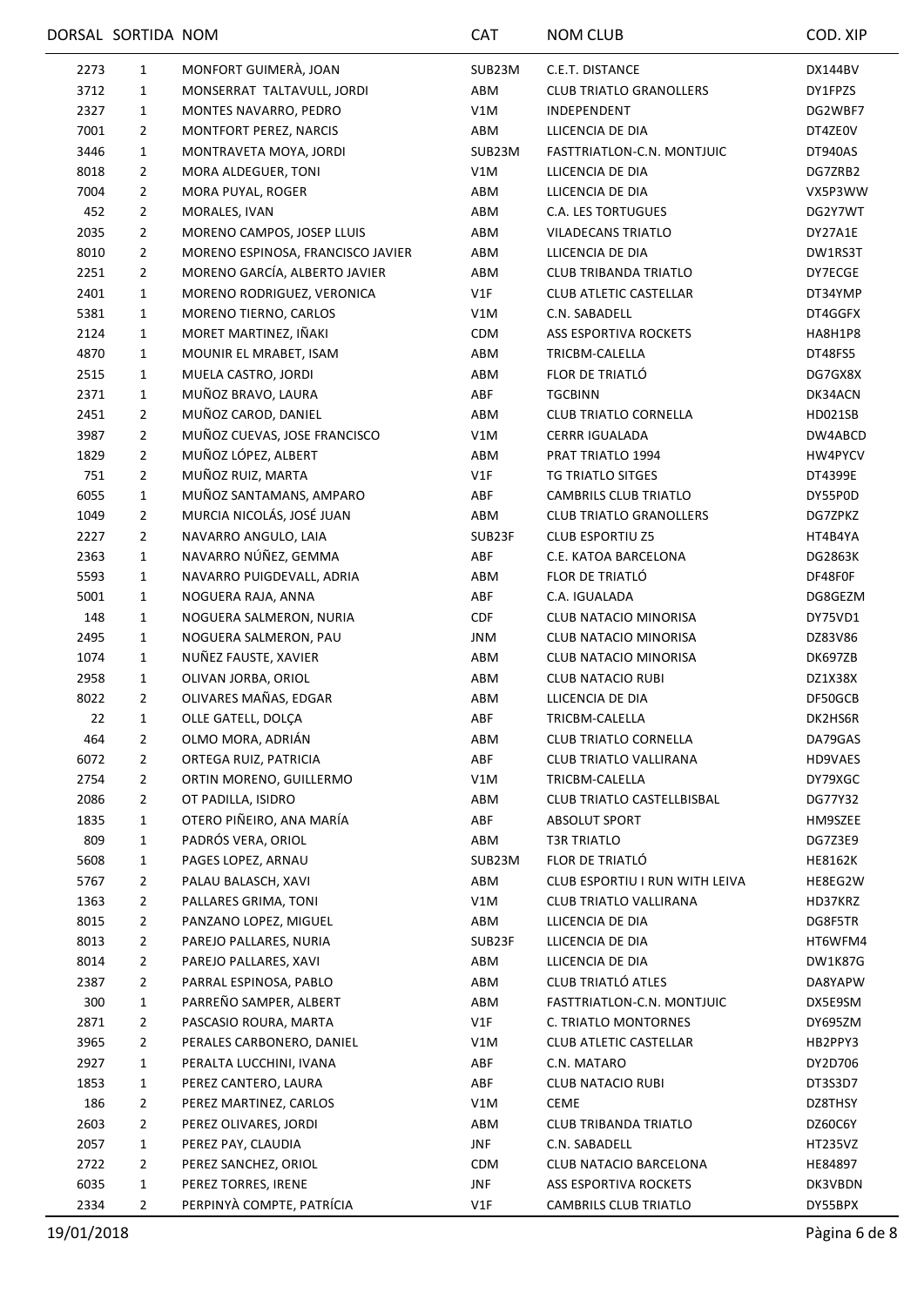| DORSAL | SORTIDA | NOM | CAT | NOM CLUB | COD. XIP |
|---|---|---|---|---|---|
| 2273 | 1 | MONFORT GUIMERÀ, JOAN | SUB23M | C.E.T. DISTANCE | DX144BV |
| 3712 | 1 | MONSERRAT TALTAVULL, JORDI | ABM | CLUB TRIATLO GRANOLLERS | DY1FPZS |
| 2327 | 1 | MONTES NAVARRO, PEDRO | V1M | INDEPENDENT | DG2WBF7 |
| 7001 | 2 | MONTFORT PEREZ, NARCIS | ABM | LLICENCIA DE DIA | DT4ZE0V |
| 3446 | 1 | MONTRAVETA MOYA, JORDI | SUB23M | FASTTRIATLON-C.N. MONTJUIC | DT940AS |
| 8018 | 2 | MORA ALDEGUER, TONI | V1M | LLICENCIA DE DIA | DG7ZRB2 |
| 7004 | 2 | MORA PUYAL, ROGER | ABM | LLICENCIA DE DIA | VX5P3WW |
| 452 | 2 | MORALES, IVAN | ABM | C.A. LES TORTUGUES | DG2Y7WT |
| 2035 | 2 | MORENO CAMPOS, JOSEP LLUIS | ABM | VILADECANS TRIATLO | DY27A1E |
| 8010 | 2 | MORENO ESPINOSA, FRANCISCO JAVIER | ABM | LLICENCIA DE DIA | DW1RS3T |
| 2251 | 2 | MORENO GARCÍA, ALBERTO JAVIER | ABM | CLUB TRIBANDA TRIATLO | DY7ECGE |
| 2401 | 1 | MORENO RODRIGUEZ, VERONICA | V1F | CLUB ATLETIC CASTELLAR | DT34YMP |
| 5381 | 1 | MORENO TIERNO, CARLOS | V1M | C.N. SABADELL | DT4GGFX |
| 2124 | 1 | MORET MARTINEZ, IÑAKI | CDM | ASS ESPORTIVA ROCKETS | HA8H1P8 |
| 4870 | 1 | MOUNIR EL MRABET, ISAM | ABM | TRICBM-CALELLA | DT48FS5 |
| 2515 | 1 | MUELA CASTRO, JORDI | ABM | FLOR DE TRIATLÓ | DG7GX8X |
| 2371 | 1 | MUÑOZ BRAVO, LAURA | ABF | TGCBINN | DK34ACN |
| 2451 | 2 | MUÑOZ CAROD, DANIEL | ABM | CLUB TRIATLO CORNELLA | HD021SB |
| 3987 | 2 | MUÑOZ CUEVAS, JOSE FRANCISCO | V1M | CERRR IGUALADA | DW4ABCD |
| 1829 | 2 | MUÑOZ LÓPEZ, ALBERT | ABM | PRAT TRIATLO 1994 | HW4PYCV |
| 751 | 2 | MUÑOZ RUIZ, MARTA | V1F | TG TRIATLO SITGES | DT4399E |
| 6055 | 1 | MUÑOZ SANTAMANS, AMPARO | ABF | CAMBRILS CLUB TRIATLO | DY55P0D |
| 1049 | 2 | MURCIA NICOLÁS, JOSÉ JUAN | ABM | CLUB TRIATLO GRANOLLERS | DG7ZPKZ |
| 2227 | 2 | NAVARRO ANGULO, LAIA | SUB23F | CLUB ESPORTIU Z5 | HT4B4YA |
| 2363 | 1 | NAVARRO NÚÑEZ, GEMMA | ABF | C.E. KATOA BARCELONA | DG2863K |
| 5593 | 1 | NAVARRO PUIGDEVALL, ADRIA | ABM | FLOR DE TRIATLÓ | DF48F0F |
| 5001 | 1 | NOGUERA RAJA, ANNA | ABF | C.A. IGUALADA | DG8GEZM |
| 148 | 1 | NOGUERA SALMERON, NURIA | CDF | CLUB NATACIO MINORISA | DY75VD1 |
| 2495 | 1 | NOGUERA SALMERON, PAU | JNM | CLUB NATACIO MINORISA | DZ83V86 |
| 1074 | 1 | NUÑEZ FAUSTE, XAVIER | ABM | CLUB NATACIO MINORISA | DK697ZB |
| 2958 | 1 | OLIVAN JORBA, ORIOL | ABM | CLUB NATACIO RUBI | DZ1X38X |
| 8022 | 2 | OLIVARES MAÑAS, EDGAR | ABM | LLICENCIA DE DIA | DF50GCB |
| 22 | 1 | OLLE GATELL, DOLÇA | ABF | TRICBM-CALELLA | DK2HS6R |
| 464 | 2 | OLMO MORA, ADRIÁN | ABM | CLUB TRIATLO CORNELLA | DA79GAS |
| 6072 | 2 | ORTEGA RUIZ, PATRICIA | ABF | CLUB TRIATLO VALLIRANA | HD9VAES |
| 2754 | 2 | ORTIN MORENO, GUILLERMO | V1M | TRICBM-CALELLA | DY79XGC |
| 2086 | 2 | OT PADILLA, ISIDRO | ABM | CLUB TRIATLO CASTELLBISBAL | DG77Y32 |
| 1835 | 1 | OTERO PIÑEIRO, ANA MARÍA | ABF | ABSOLUT SPORT | HM9SZEE |
| 809 | 1 | PADRÓS VERA, ORIOL | ABM | T3R TRIATLO | DG7Z3E9 |
| 5608 | 1 | PAGES LOPEZ, ARNAU | SUB23M | FLOR DE TRIATLÓ | HE8162K |
| 5767 | 2 | PALAU BALASCH, XAVI | ABM | CLUB ESPORTIU I RUN WITH LEIVA | HE8EG2W |
| 1363 | 2 | PALLARES GRIMA, TONI | V1M | CLUB TRIATLO VALLIRANA | HD37KRZ |
| 8015 | 2 | PANZANO LOPEZ, MIGUEL | ABM | LLICENCIA DE DIA | DG8F5TR |
| 8013 | 2 | PAREJO PALLARES, NURIA | SUB23F | LLICENCIA DE DIA | HT6WFM4 |
| 8014 | 2 | PAREJO PALLARES, XAVI | ABM | LLICENCIA DE DIA | DW1K87G |
| 2387 | 2 | PARRAL ESPINOSA, PABLO | ABM | CLUB TRIATLÓ ATLES | DA8YAPW |
| 300 | 1 | PARREÑO SAMPER, ALBERT | ABM | FASTTRIATLON-C.N. MONTJUIC | DX5E9SM |
| 2871 | 2 | PASCASIO ROURA, MARTA | V1F | C. TRIATLO MONTORNES | DY695ZM |
| 3965 | 2 | PERALES CARBONERO, DANIEL | V1M | CLUB ATLETIC CASTELLAR | HB2PPY3 |
| 2927 | 1 | PERALTA LUCCHINI, IVANA | ABF | C.N. MATARO | DY2D706 |
| 1853 | 1 | PEREZ CANTERO, LAURA | ABF | CLUB NATACIO RUBI | DT3S3D7 |
| 186 | 2 | PEREZ MARTINEZ, CARLOS | V1M | CEME | DZ8THSY |
| 2603 | 2 | PEREZ OLIVARES, JORDI | ABM | CLUB TRIBANDA TRIATLO | DZ60C6Y |
| 2057 | 1 | PEREZ PAY, CLAUDIA | JNF | C.N. SABADELL | HT235VZ |
| 2722 | 2 | PEREZ SANCHEZ, ORIOL | CDM | CLUB NATACIO BARCELONA | HE84897 |
| 6035 | 1 | PEREZ TORRES, IRENE | JNF | ASS ESPORTIVA ROCKETS | DK3VBDN |
| 2334 | 2 | PERPINYÀ COMPTE, PATRÍCIA | V1F | CAMBRILS CLUB TRIATLO | DY55BPX |

19/01/2018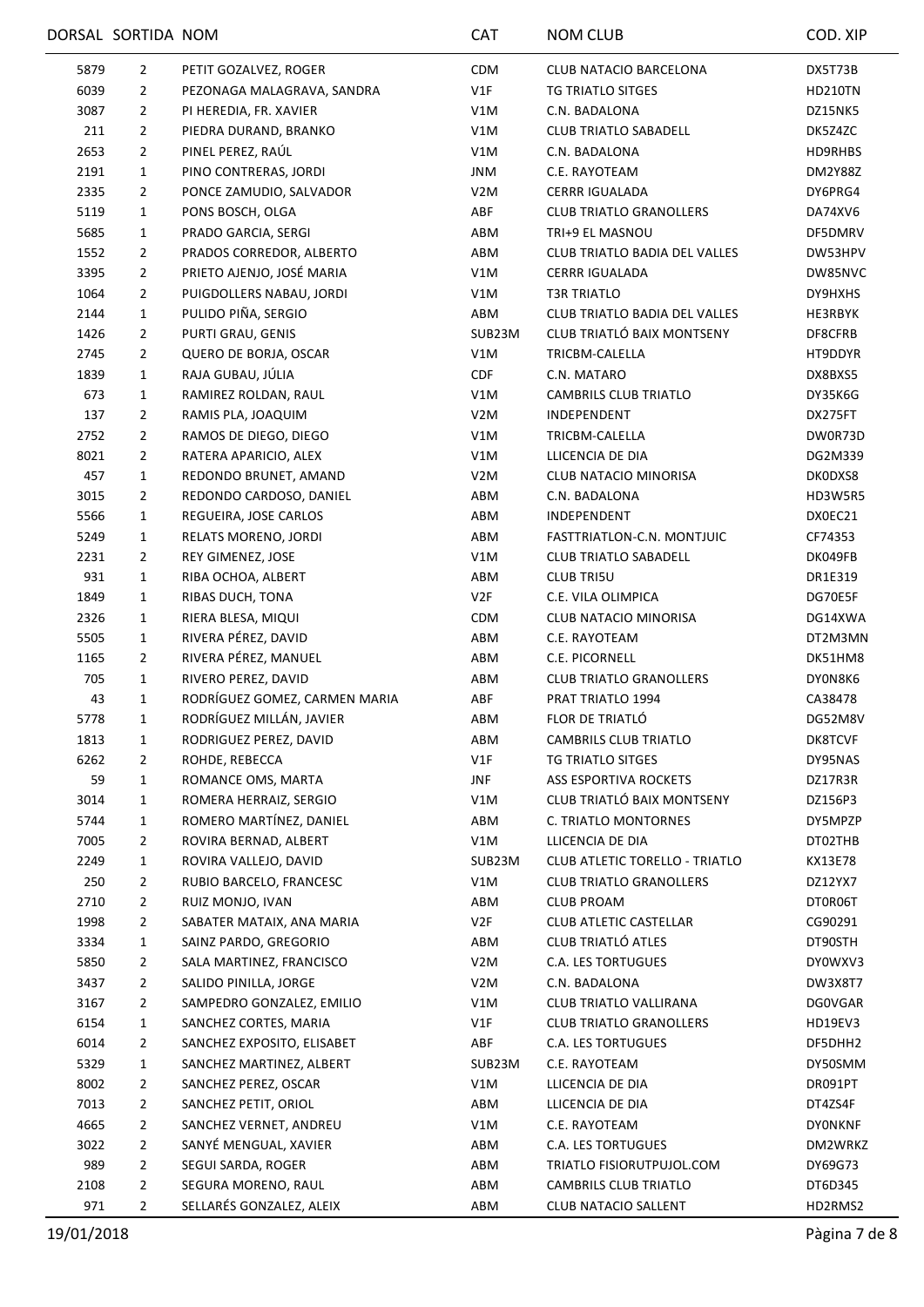| DORSAL | SORTIDA | NOM | CAT | NOM CLUB | COD. XIP |
|---|---|---|---|---|---|
| 5879 | 2 | PETIT GOZALVEZ, ROGER | CDM | CLUB NATACIO BARCELONA | DX5T73B |
| 6039 | 2 | PEZONAGA MALAGRAVA, SANDRA | V1F | TG TRIATLO SITGES | HD210TN |
| 3087 | 2 | PI HEREDIA, FR. XAVIER | V1M | C.N. BADALONA | DZ15NK5 |
| 211 | 2 | PIEDRA DURAND, BRANKO | V1M | CLUB TRIATLO SABADELL | DK5Z4ZC |
| 2653 | 2 | PINEL PEREZ, RAÚL | V1M | C.N. BADALONA | HD9RHBS |
| 2191 | 1 | PINO CONTRERAS, JORDI | JNM | C.E. RAYOTEAM | DM2Y88Z |
| 2335 | 2 | PONCE ZAMUDIO, SALVADOR | V2M | CERRR IGUALADA | DY6PRG4 |
| 5119 | 1 | PONS BOSCH, OLGA | ABF | CLUB TRIATLO GRANOLLERS | DA74XV6 |
| 5685 | 1 | PRADO GARCIA, SERGI | ABM | TRI+9 EL MASNOU | DF5DMRV |
| 1552 | 2 | PRADOS CORREDOR, ALBERTO | ABM | CLUB TRIATLO BADIA DEL VALLES | DW53HPV |
| 3395 | 2 | PRIETO AJENJO, JOSÉ MARIA | V1M | CERRR IGUALADA | DW85NVC |
| 1064 | 2 | PUIGDOLLERS NABAU, JORDI | V1M | T3R TRIATLO | DY9HXHS |
| 2144 | 1 | PULIDO PIÑA, SERGIO | ABM | CLUB TRIATLO BADIA DEL VALLES | HE3RBYK |
| 1426 | 2 | PURTI GRAU, GENIS | SUB23M | CLUB TRIATLÓ BAIX MONTSENY | DF8CFRB |
| 2745 | 2 | QUERO DE BORJA, OSCAR | V1M | TRICBM-CALELLA | HT9DDYR |
| 1839 | 1 | RAJA GUBAU, JÚLIA | CDF | C.N. MATARO | DX8BXS5 |
| 673 | 1 | RAMIREZ ROLDAN, RAUL | V1M | CAMBRILS CLUB TRIATLO | DY35K6G |
| 137 | 2 | RAMIS PLA, JOAQUIM | V2M | INDEPENDENT | DX275FT |
| 2752 | 2 | RAMOS DE DIEGO, DIEGO | V1M | TRICBM-CALELLA | DW0R73D |
| 8021 | 2 | RATERA APARICIO, ALEX | V1M | LLICENCIA DE DIA | DG2M339 |
| 457 | 1 | REDONDO BRUNET, AMAND | V2M | CLUB NATACIO MINORISA | DK0DXS8 |
| 3015 | 2 | REDONDO CARDOSO, DANIEL | ABM | C.N. BADALONA | HD3W5R5 |
| 5566 | 1 | REGUEIRA, JOSE CARLOS | ABM | INDEPENDENT | DX0EC21 |
| 5249 | 1 | RELATS MORENO, JORDI | ABM | FASTTRIATLON-C.N. MONTJUIC | CF74353 |
| 2231 | 2 | REY GIMENEZ, JOSE | V1M | CLUB TRIATLO SABADELL | DK049FB |
| 931 | 1 | RIBA OCHOA, ALBERT | ABM | CLUB TRI5U | DR1E319 |
| 1849 | 1 | RIBAS DUCH, TONA | V2F | C.E. VILA OLIMPICA | DG70E5F |
| 2326 | 1 | RIERA BLESA, MIQUI | CDM | CLUB NATACIO MINORISA | DG14XWA |
| 5505 | 1 | RIVERA PÉREZ, DAVID | ABM | C.E. RAYOTEAM | DT2M3MN |
| 1165 | 2 | RIVERA PÉREZ, MANUEL | ABM | C.E. PICORNELL | DK51HM8 |
| 705 | 1 | RIVERO PEREZ, DAVID | ABM | CLUB TRIATLO GRANOLLERS | DY0N8K6 |
| 43 | 1 | RODRÍGUEZ GOMEZ, CARMEN MARIA | ABF | PRAT TRIATLO 1994 | CA38478 |
| 5778 | 1 | RODRÍGUEZ MILLÁN, JAVIER | ABM | FLOR DE TRIATLÓ | DG52M8V |
| 1813 | 1 | RODRIGUEZ PEREZ, DAVID | ABM | CAMBRILS CLUB TRIATLO | DK8TCVF |
| 6262 | 2 | ROHDE, REBECCA | V1F | TG TRIATLO SITGES | DY95NAS |
| 59 | 1 | ROMANCE OMS, MARTA | JNF | ASS ESPORTIVA ROCKETS | DZ17R3R |
| 3014 | 1 | ROMERA HERRAIZ, SERGIO | V1M | CLUB TRIATLÓ BAIX MONTSENY | DZ156P3 |
| 5744 | 1 | ROMERO MARTÍNEZ, DANIEL | ABM | C. TRIATLO MONTORNES | DY5MPZP |
| 7005 | 2 | ROVIRA BERNAD, ALBERT | V1M | LLICENCIA DE DIA | DT02THB |
| 2249 | 1 | ROVIRA VALLEJO, DAVID | SUB23M | CLUB ATLETIC TORELLO - TRIATLO | KX13E78 |
| 250 | 2 | RUBIO BARCELO, FRANCESC | V1M | CLUB TRIATLO GRANOLLERS | DZ12YX7 |
| 2710 | 2 | RUIZ MONJO, IVAN | ABM | CLUB PROAM | DT0R06T |
| 1998 | 2 | SABATER MATAIX, ANA MARIA | V2F | CLUB ATLETIC CASTELLAR | CG90291 |
| 3334 | 1 | SAINZ PARDO, GREGORIO | ABM | CLUB TRIATLÓ ATLES | DT90STH |
| 5850 | 2 | SALA MARTINEZ, FRANCISCO | V2M | C.A. LES TORTUGUES | DY0WXV3 |
| 3437 | 2 | SALIDO PINILLA, JORGE | V2M | C.N. BADALONA | DW3X8T7 |
| 3167 | 2 | SAMPEDRO GONZALEZ, EMILIO | V1M | CLUB TRIATLO VALLIRANA | DG0VGAR |
| 6154 | 1 | SANCHEZ CORTES, MARIA | V1F | CLUB TRIATLO GRANOLLERS | HD19EV3 |
| 6014 | 2 | SANCHEZ EXPOSITO, ELISABET | ABF | C.A. LES TORTUGUES | DF5DHH2 |
| 5329 | 1 | SANCHEZ MARTINEZ, ALBERT | SUB23M | C.E. RAYOTEAM | DY50SMM |
| 8002 | 2 | SANCHEZ PEREZ, OSCAR | V1M | LLICENCIA DE DIA | DR091PT |
| 7013 | 2 | SANCHEZ PETIT, ORIOL | ABM | LLICENCIA DE DIA | DT4ZS4F |
| 4665 | 2 | SANCHEZ VERNET, ANDREU | V1M | C.E. RAYOTEAM | DY0NKNF |
| 3022 | 2 | SANYÉ MENGUAL, XAVIER | ABM | C.A. LES TORTUGUES | DM2WRKZ |
| 989 | 2 | SEGUI SARDA, ROGER | ABM | TRIATLO FISIORUTPUJOL.COM | DY69G73 |
| 2108 | 2 | SEGURA MORENO, RAUL | ABM | CAMBRILS CLUB TRIATLO | DT6D345 |
| 971 | 2 | SELLARÉS GONZALEZ, ALEIX | ABM | CLUB NATACIO SALLENT | HD2RMS2 |

19/01/2018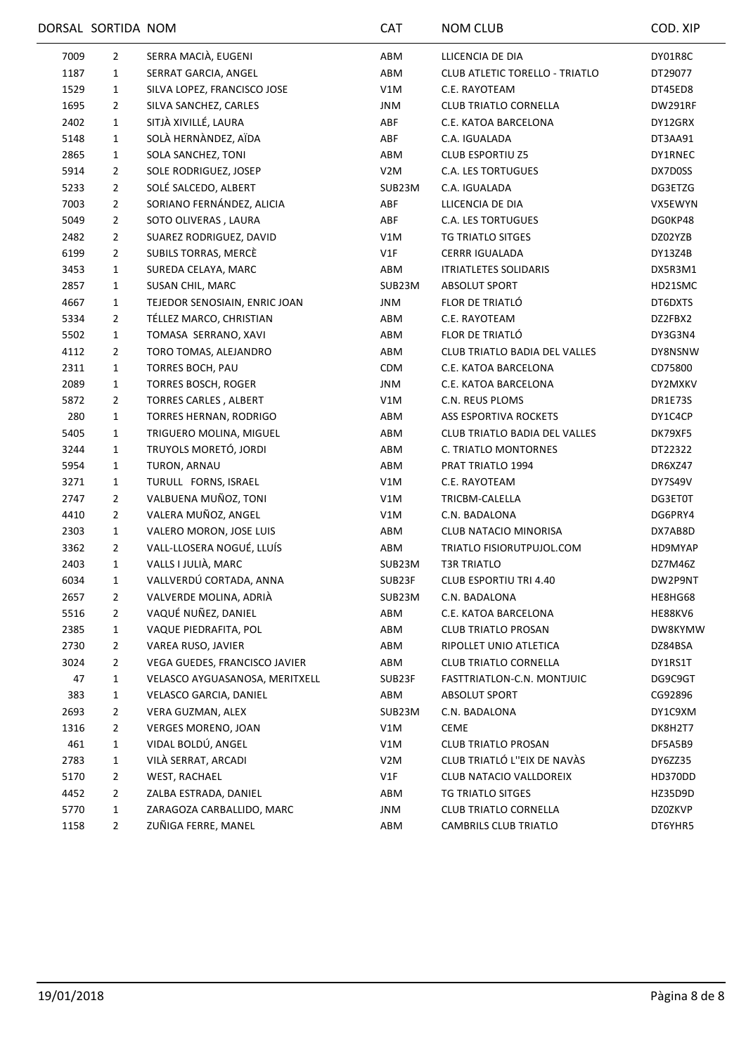| DORSAL | SORTIDA | NOM | CAT | NOM CLUB | COD. XIP |
|---|---|---|---|---|---|
| 7009 | 2 | SERRA MACIÀ, EUGENI | ABM | LLICENCIA DE DIA | DY01R8C |
| 1187 | 1 | SERRAT GARCIA, ANGEL | ABM | CLUB ATLETIC TORELLO - TRIATLO | DT29077 |
| 1529 | 1 | SILVA LOPEZ, FRANCISCO JOSE | V1M | C.E. RAYOTEAM | DT45ED8 |
| 1695 | 2 | SILVA SANCHEZ, CARLES | JNM | CLUB TRIATLO CORNELLA | DW291RF |
| 2402 | 1 | SITJÀ XIVILLÉ, LAURA | ABF | C.E. KATOA BARCELONA | DY12GRX |
| 5148 | 1 | SOLÀ HERNÀNDEZ, AÏDA | ABF | C.A. IGUALADA | DT3AA91 |
| 2865 | 1 | SOLA SANCHEZ, TONI | ABM | CLUB ESPORTIU Z5 | DY1RNEC |
| 5914 | 2 | SOLE RODRIGUEZ, JOSEP | V2M | C.A. LES TORTUGUES | DX7D0SS |
| 5233 | 2 | SOLÉ SALCEDO, ALBERT | SUB23M | C.A. IGUALADA | DG3ETZG |
| 7003 | 2 | SORIANO FERNÁNDEZ, ALICIA | ABF | LLICENCIA DE DIA | VX5EWYN |
| 5049 | 2 | SOTO OLIVERAS , LAURA | ABF | C.A. LES TORTUGUES | DG0KP48 |
| 2482 | 2 | SUAREZ RODRIGUEZ, DAVID | V1M | TG TRIATLO SITGES | DZ02YZB |
| 6199 | 2 | SUBILS TORRAS, MERCÈ | V1F | CERRR IGUALADA | DY13Z4B |
| 3453 | 1 | SUREDA CELAYA, MARC | ABM | ITRIATLETES SOLIDARIS | DX5R3M1 |
| 2857 | 1 | SUSAN CHIL, MARC | SUB23M | ABSOLUT SPORT | HD21SMC |
| 4667 | 1 | TEJEDOR SENOSIAIN, ENRIC JOAN | JNM | FLOR DE TRIATLÓ | DT6DXTS |
| 5334 | 2 | TÉLLEZ MARCO, CHRISTIAN | ABM | C.E. RAYOTEAM | DZ2FBX2 |
| 5502 | 1 | TOMASA SERRANO, XAVI | ABM | FLOR DE TRIATLÓ | DY3G3N4 |
| 4112 | 2 | TORO TOMAS, ALEJANDRO | ABM | CLUB TRIATLO BADIA DEL VALLES | DY8NSNW |
| 2311 | 1 | TORRES BOCH, PAU | CDM | C.E. KATOA BARCELONA | CD75800 |
| 2089 | 1 | TORRES BOSCH, ROGER | JNM | C.E. KATOA BARCELONA | DY2MXKV |
| 5872 | 2 | TORRES CARLES , ALBERT | V1M | C.N. REUS PLOMS | DR1E73S |
| 280 | 1 | TORRES HERNAN, RODRIGO | ABM | ASS ESPORTIVA ROCKETS | DY1C4CP |
| 5405 | 1 | TRIGUERO MOLINA, MIGUEL | ABM | CLUB TRIATLO BADIA DEL VALLES | DK79XF5 |
| 3244 | 1 | TRUYOLS MORETÓ, JORDI | ABM | C. TRIATLO MONTORNES | DT22322 |
| 5954 | 1 | TURON, ARNAU | ABM | PRAT TRIATLO 1994 | DR6XZ47 |
| 3271 | 1 | TURULL FORNS, ISRAEL | V1M | C.E. RAYOTEAM | DY7S49V |
| 2747 | 2 | VALBUENA MUÑOZ, TONI | V1M | TRICBM-CALELLA | DG3ET0T |
| 4410 | 2 | VALERA MUÑOZ, ANGEL | V1M | C.N. BADALONA | DG6PRY4 |
| 2303 | 1 | VALERO MORON, JOSE LUIS | ABM | CLUB NATACIO MINORISA | DX7AB8D |
| 3362 | 2 | VALL-LLOSERA NOGUÉ, LLUÍS | ABM | TRIATLO FISIORUTPUJOL.COM | HD9MYAP |
| 2403 | 1 | VALLS I JULIÀ, MARC | SUB23M | T3R TRIATLO | DZ7M46Z |
| 6034 | 1 | VALLVERDÚ CORTADA, ANNA | SUB23F | CLUB ESPORTIU TRI 4.40 | DW2P9NT |
| 2657 | 2 | VALVERDE MOLINA, ADRIÀ | SUB23M | C.N. BADALONA | HE8HG68 |
| 5516 | 2 | VAQUÉ NUÑEZ, DANIEL | ABM | C.E. KATOA BARCELONA | HE88KV6 |
| 2385 | 1 | VAQUE PIEDRAFITA, POL | ABM | CLUB TRIATLO PROSAN | DW8KYMW |
| 2730 | 2 | VAREA RUSO, JAVIER | ABM | RIPOLLET UNIO ATLETICA | DZ84BSA |
| 3024 | 2 | VEGA GUEDES, FRANCISCO JAVIER | ABM | CLUB TRIATLO CORNELLA | DY1RS1T |
| 47 | 1 | VELASCO AYGUASANOSA, MERITXELL | SUB23F | FASTTRIATLON-C.N. MONTJUIC | DG9C9GT |
| 383 | 1 | VELASCO GARCIA, DANIEL | ABM | ABSOLUT SPORT | CG92896 |
| 2693 | 2 | VERA GUZMAN, ALEX | SUB23M | C.N. BADALONA | DY1C9XM |
| 1316 | 2 | VERGES MORENO, JOAN | V1M | CEME | DK8H2T7 |
| 461 | 1 | VIDAL BOLDÚ, ANGEL | V1M | CLUB TRIATLO PROSAN | DF5A5B9 |
| 2783 | 1 | VILÀ SERRAT, ARCADI | V2M | CLUB TRIATLÓ L''EIX DE NAVÀS | DY6ZZ35 |
| 5170 | 2 | WEST, RACHAEL | V1F | CLUB NATACIO VALLDOREIX | HD370DD |
| 4452 | 2 | ZALBA ESTRADA, DANIEL | ABM | TG TRIATLO SITGES | HZ35D9D |
| 5770 | 1 | ZARAGOZA CARBALLIDO, MARC | JNM | CLUB TRIATLO CORNELLA | DZ0ZKVP |
| 1158 | 2 | ZUÑIGA FERRE, MANEL | ABM | CAMBRILS CLUB TRIATLO | DT6YHR5 |

19/01/2018